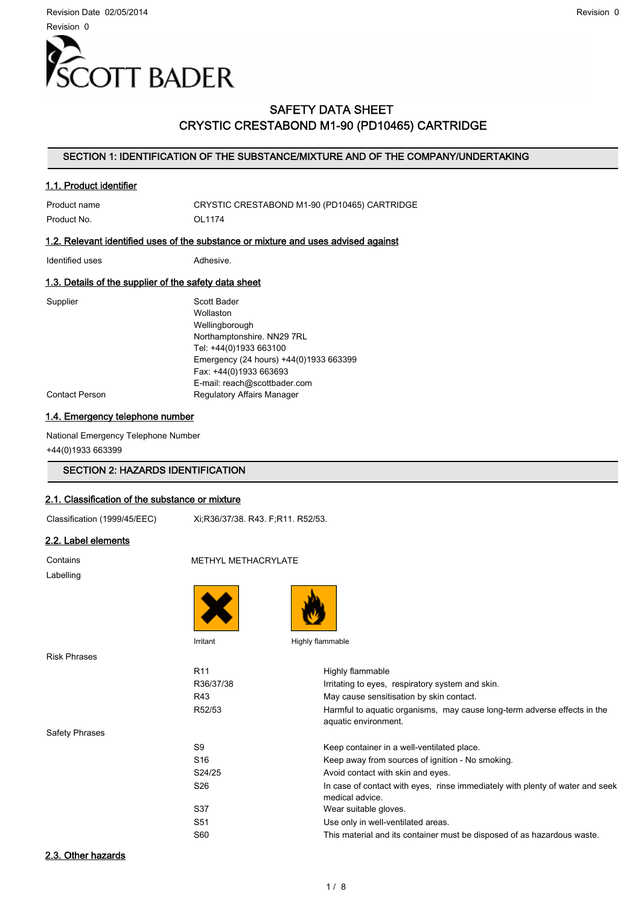# SAFETY DATA SHEET
# CRYSTIC CRESTABOND M1-90 (PD10465) CARTRIDGE

## SECTION 1: IDENTIFICATION OF THE SUBSTANCE/MIXTURE AND OF THE COMPANY/UNDERTAKING

### 1.1. Product identifier

| | |
|---|---|
| Product name | CRYSTIC CRESTABOND M1-90 (PD10465) CARTRIDGE |
| Product No. | OL1174 |

### 1.2. Relevant identified uses of the substance or mixture and uses advised against

| | |
|---|---|
| Identified uses | Adhesive. |

### 1.3. Details of the supplier of the safety data sheet

| | |
|---|---|
| Supplier | Scott Bader<br>Wollaston<br>Wellingborough<br>Northamptonshire. NN29 7RL<br>Tel: +44(0)1933 663100<br>Emergency (24 hours) +44(0)1933 663399<br>Fax: +44(0)1933 663693<br>E-mail: reach@scottbader.com |
| Contact Person | Regulatory Affairs Manager |

### 1.4. Emergency telephone number

National Emergency Telephone Number
+44(0)1933 663399

## SECTION 2: HAZARDS IDENTIFICATION

### 2.1. Classification of the substance or mixture

| | |
|---|---|
| Classification (1999/45/EEC) | Xi;R36/37/38. R43. F;R11. R52/53. |

### 2.2. Label elements

Contains: METHYL METHACRYLATE

Labelling: Irritant, Highly flammable

Risk Phrases

| | |
|---|---|
| R11 | Highly flammable |
| R36/37/38 | Irritating to eyes, respiratory system and skin. |
| R43 | May cause sensitisation by skin contact. |
| R52/53 | Harmful to aquatic organisms, may cause long-term adverse effects in the aquatic environment. |

Safety Phrases

| | |
|---|---|
| S9 | Keep container in a well-ventilated place. |
| S16 | Keep away from sources of ignition - No smoking. |
| S24/25 | Avoid contact with skin and eyes. |
| S26 | In case of contact with eyes, rinse immediately with plenty of water and seek medical advice. |
| S37 | Wear suitable gloves. |
| S51 | Use only in well-ventilated areas. |
| S60 | This material and its container must be disposed of as hazardous waste. |

### 2.3. Other hazards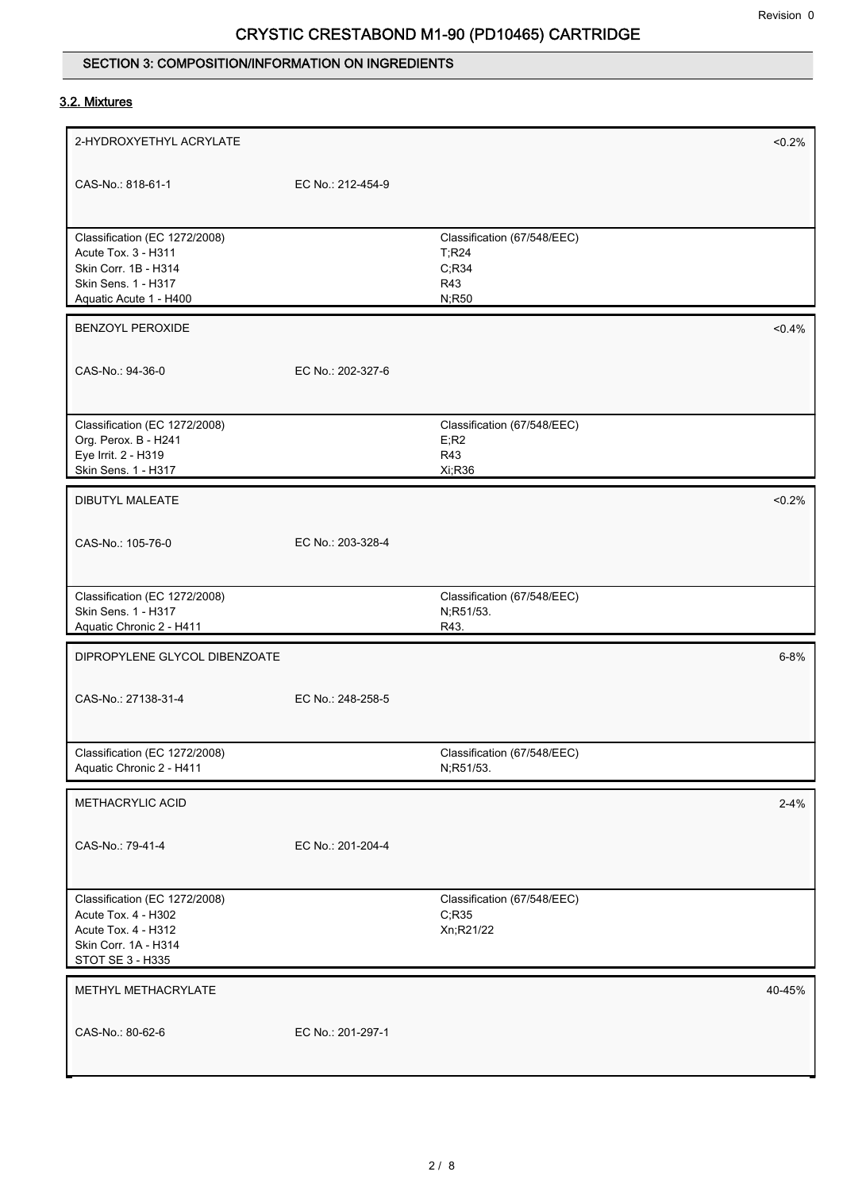## SECTION 3: COMPOSITION/INFORMATION ON INGREDIENTS

### 3.2. Mixtures

**2-HYDROXYETHYL ACRYLATE** — <0.2%

CAS-No.: 818-61-1 | EC No.: 212-454-9

| Classification (EC 1272/2008) | Classification (67/548/EEC) |
| --- | --- |
| Acute Tox. 3 - H311 | T;R24 |
| Skin Corr. 1B - H314 | C;R34 |
| Skin Sens. 1 - H317 | R43 |
| Aquatic Acute 1 - H400 | N;R50 |

**BENZOYL PEROXIDE** — <0.4%

CAS-No.: 94-36-0 | EC No.: 202-327-6

| Classification (EC 1272/2008) | Classification (67/548/EEC) |
| --- | --- |
| Org. Perox. B - H241 | E;R2 |
| Eye Irrit. 2 - H319 | R43 |
| Skin Sens. 1 - H317 | Xi;R36 |

**DIBUTYL MALEATE** — <0.2%

CAS-No.: 105-76-0 | EC No.: 203-328-4

| Classification (EC 1272/2008) | Classification (67/548/EEC) |
| --- | --- |
| Skin Sens. 1 - H317 | N;R51/53. |
| Aquatic Chronic 2 - H411 | R43. |

**DIPROPYLENE GLYCOL DIBENZOATE** — 6-8%

CAS-No.: 27138-31-4 | EC No.: 248-258-5

| Classification (EC 1272/2008) | Classification (67/548/EEC) |
| --- | --- |
| Aquatic Chronic 2 - H411 | N;R51/53. |

**METHACRYLIC ACID** — 2-4%

CAS-No.: 79-41-4 | EC No.: 201-204-4

| Classification (EC 1272/2008) | Classification (67/548/EEC) |
| --- | --- |
| Acute Tox. 4 - H302 | C;R35 |
| Acute Tox. 4 - H312 | Xn;R21/22 |
| Skin Corr. 1A - H314 | |
| STOT SE 3 - H335 | |

**METHYL METHACRYLATE** — 40-45%

CAS-No.: 80-62-6 | EC No.: 201-297-1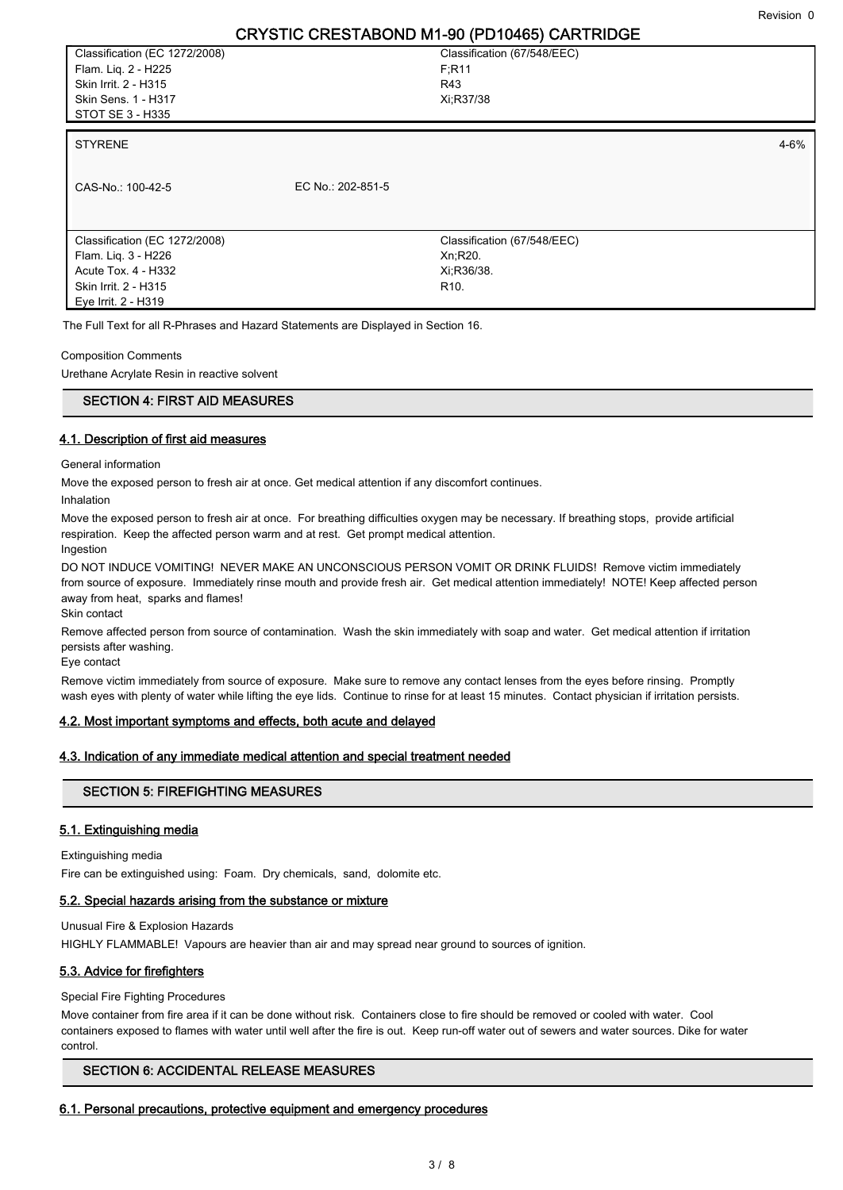| Classification (EC 1272/2008) | | Classification (67/548/EEC) | |
|---|---|---|---|
| Flam. Liq. 2 - H225<br>Skin Irrit. 2 - H315<br>Skin Sens. 1 - H317<br>STOT SE 3 - H335 | | F;R11<br>R43<br>Xi;R37/38 | |

| STYRENE | | | 4-6% |
|---|---|---|---|
| CAS-No.: 100-42-5 | EC No.: 202-851-5 | | |
| Classification (EC 1272/2008)<br>Flam. Liq. 3 - H226<br>Acute Tox. 4 - H332<br>Skin Irrit. 2 - H315<br>Eye Irrit. 2 - H319 | | Classification (67/548/EEC)<br>Xn;R20.<br>Xi;R36/38.<br>R10. | |

The Full Text for all R-Phrases and Hazard Statements are Displayed in Section 16.

Composition Comments

Urethane Acrylate Resin in reactive solvent

## SECTION 4: FIRST AID MEASURES

### 4.1. Description of first aid measures

General information

Move the exposed person to fresh air at once. Get medical attention if any discomfort continues.

Inhalation

Move the exposed person to fresh air at once. For breathing difficulties oxygen may be necessary. If breathing stops, provide artificial respiration. Keep the affected person warm and at rest. Get prompt medical attention.

Ingestion

DO NOT INDUCE VOMITING! NEVER MAKE AN UNCONSCIOUS PERSON VOMIT OR DRINK FLUIDS! Remove victim immediately from source of exposure. Immediately rinse mouth and provide fresh air. Get medical attention immediately! NOTE! Keep affected person away from heat, sparks and flames!

Skin contact

Remove affected person from source of contamination. Wash the skin immediately with soap and water. Get medical attention if irritation persists after washing.

Eye contact

Remove victim immediately from source of exposure. Make sure to remove any contact lenses from the eyes before rinsing. Promptly wash eyes with plenty of water while lifting the eye lids. Continue to rinse for at least 15 minutes. Contact physician if irritation persists.

### 4.2. Most important symptoms and effects, both acute and delayed

### 4.3. Indication of any immediate medical attention and special treatment needed

## SECTION 5: FIREFIGHTING MEASURES

### 5.1. Extinguishing media

Extinguishing media

Fire can be extinguished using: Foam. Dry chemicals, sand, dolomite etc.

### 5.2. Special hazards arising from the substance or mixture

Unusual Fire & Explosion Hazards

HIGHLY FLAMMABLE! Vapours are heavier than air and may spread near ground to sources of ignition.

### 5.3. Advice for firefighters

Special Fire Fighting Procedures

Move container from fire area if it can be done without risk. Containers close to fire should be removed or cooled with water. Cool containers exposed to flames with water until well after the fire is out. Keep run-off water out of sewers and water sources. Dike for water control.

## SECTION 6: ACCIDENTAL RELEASE MEASURES

### 6.1. Personal precautions, protective equipment and emergency procedures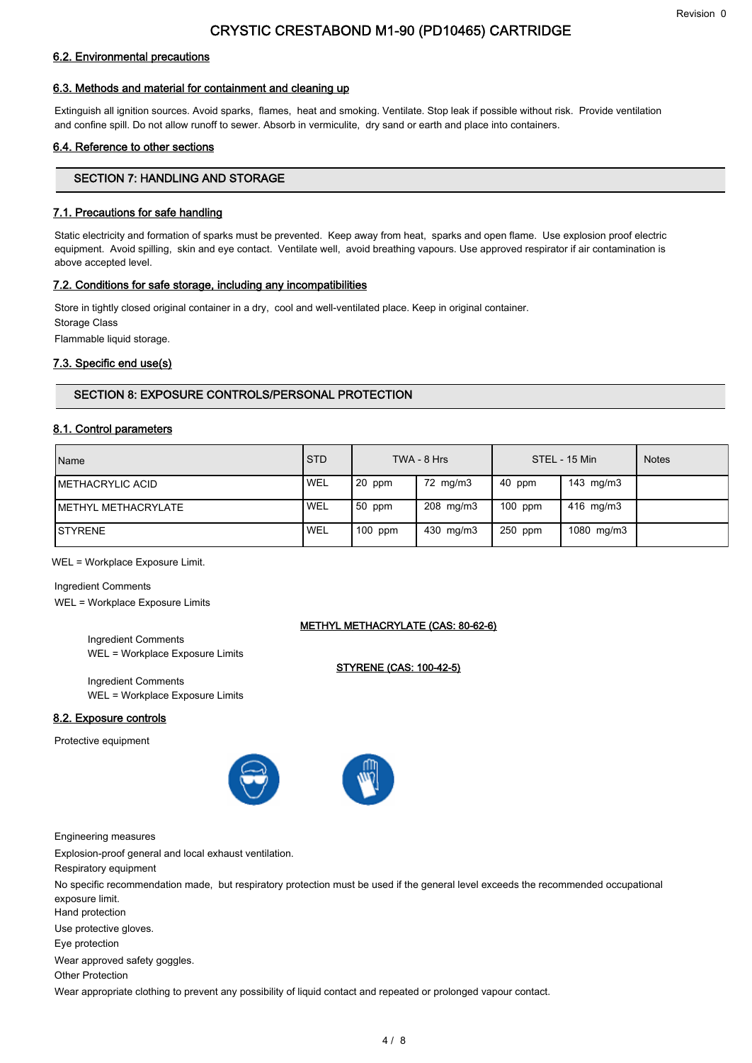### 6.2. Environmental precautions

### 6.3. Methods and material for containment and cleaning up

Extinguish all ignition sources. Avoid sparks, flames, heat and smoking. Ventilate. Stop leak if possible without risk. Provide ventilation and confine spill. Do not allow runoff to sewer. Absorb in vermiculite, dry sand or earth and place into containers.

### 6.4. Reference to other sections

## SECTION 7: HANDLING AND STORAGE

### 7.1. Precautions for safe handling

Static electricity and formation of sparks must be prevented. Keep away from heat, sparks and open flame. Use explosion proof electric equipment. Avoid spilling, skin and eye contact. Ventilate well, avoid breathing vapours. Use approved respirator if air contamination is above accepted level.

### 7.2. Conditions for safe storage, including any incompatibilities

Store in tightly closed original container in a dry, cool and well-ventilated place. Keep in original container.

Storage Class

Flammable liquid storage.

### 7.3. Specific end use(s)

## SECTION 8: EXPOSURE CONTROLS/PERSONAL PROTECTION

### 8.1. Control parameters

| Name | STD | TWA - 8 Hrs | | STEL - 15 Min | | Notes |
|---|---|---|---|---|---|---|
| METHACRYLIC ACID | WEL | 20 ppm | 72 mg/m3 | 40 ppm | 143 mg/m3 | |
| METHYL METHACRYLATE | WEL | 50 ppm | 208 mg/m3 | 100 ppm | 416 mg/m3 | |
| STYRENE | WEL | 100 ppm | 430 mg/m3 | 250 ppm | 1080 mg/m3 | |

WEL = Workplace Exposure Limit.

Ingredient Comments

WEL = Workplace Exposure Limits

**METHYL METHACRYLATE (CAS: 80-62-6)**

Ingredient Comments

WEL = Workplace Exposure Limits

**STYRENE (CAS: 100-42-5)**

Ingredient Comments

WEL = Workplace Exposure Limits

### 8.2. Exposure controls

Protective equipment

Engineering measures

Explosion-proof general and local exhaust ventilation.

Respiratory equipment

No specific recommendation made, but respiratory protection must be used if the general level exceeds the recommended occupational exposure limit.

Hand protection

Use protective gloves.

Eye protection

Wear approved safety goggles.

Other Protection

Wear appropriate clothing to prevent any possibility of liquid contact and repeated or prolonged vapour contact.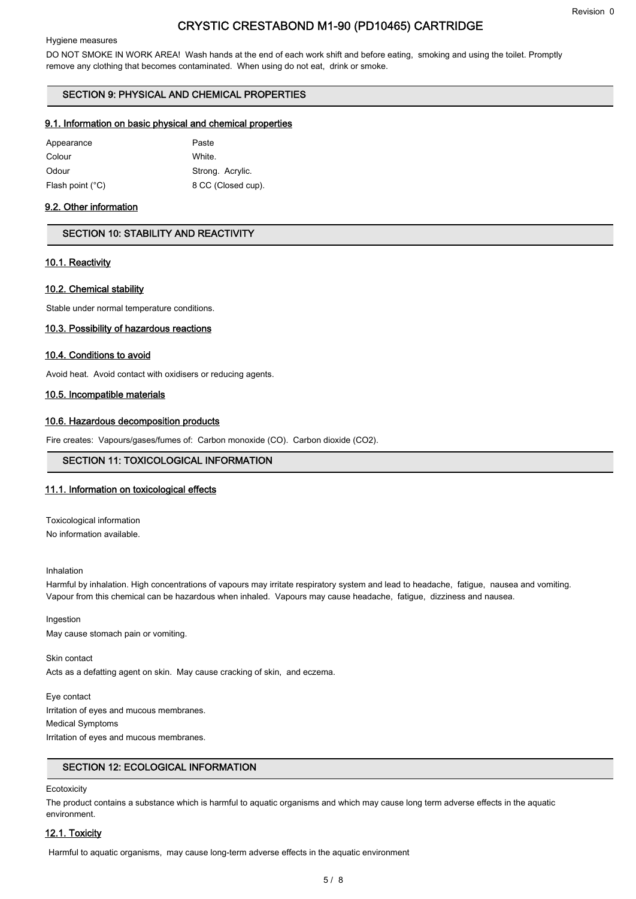Hygiene measures

DO NOT SMOKE IN WORK AREA! Wash hands at the end of each work shift and before eating, smoking and using the toilet. Promptly remove any clothing that becomes contaminated. When using do not eat, drink or smoke.

## SECTION 9: PHYSICAL AND CHEMICAL PROPERTIES

### 9.1. Information on basic physical and chemical properties

| | |
|---|---|
| Appearance | Paste |
| Colour | White. |
| Odour | Strong. Acrylic. |
| Flash point (°C) | 8 CC (Closed cup). |

### 9.2. Other information

## SECTION 10: STABILITY AND REACTIVITY

### 10.1. Reactivity

### 10.2. Chemical stability

Stable under normal temperature conditions.

### 10.3. Possibility of hazardous reactions

### 10.4. Conditions to avoid

Avoid heat. Avoid contact with oxidisers or reducing agents.

### 10.5. Incompatible materials

### 10.6. Hazardous decomposition products

Fire creates: Vapours/gases/fumes of: Carbon monoxide (CO). Carbon dioxide ($CO_2$).

## SECTION 11: TOXICOLOGICAL INFORMATION

### 11.1. Information on toxicological effects

Toxicological information

No information available.

Inhalation

Harmful by inhalation. High concentrations of vapours may irritate respiratory system and lead to headache, fatigue, nausea and vomiting. Vapour from this chemical can be hazardous when inhaled. Vapours may cause headache, fatigue, dizziness and nausea.

Ingestion

May cause stomach pain or vomiting.

Skin contact

Acts as a defatting agent on skin. May cause cracking of skin, and eczema.

Eye contact

Irritation of eyes and mucous membranes.

Medical Symptoms

Irritation of eyes and mucous membranes.

## SECTION 12: ECOLOGICAL INFORMATION

Ecotoxicity

The product contains a substance which is harmful to aquatic organisms and which may cause long term adverse effects in the aquatic environment.

### 12.1. Toxicity

Harmful to aquatic organisms, may cause long-term adverse effects in the aquatic environment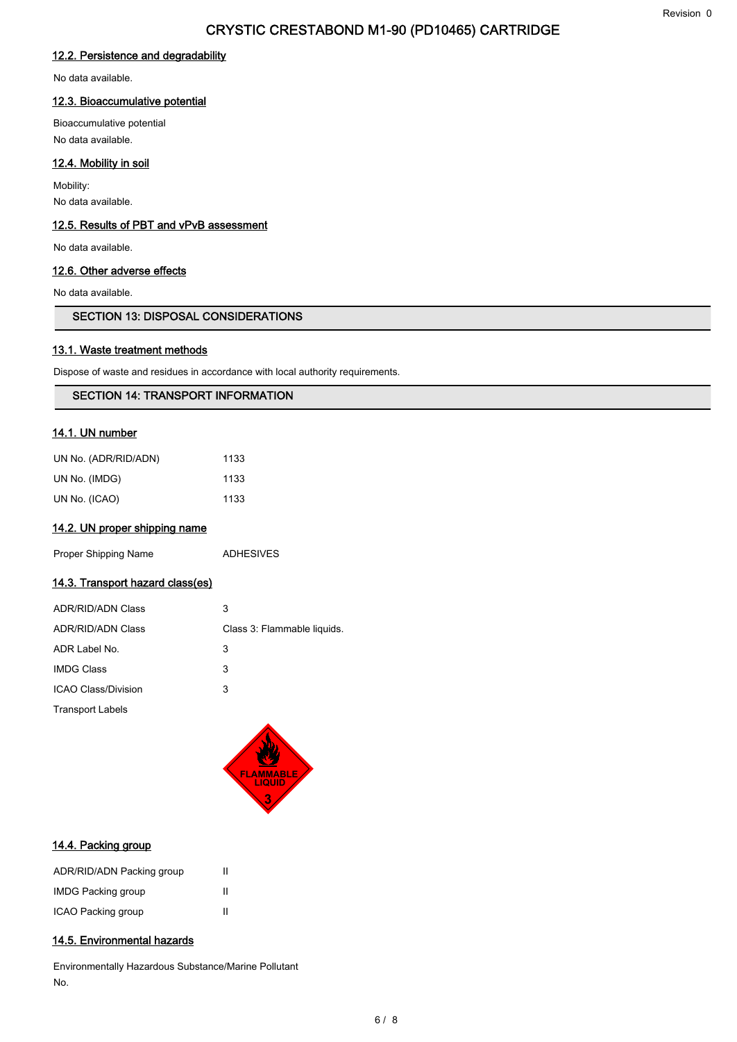### 12.2. Persistence and degradability

No data available.

### 12.3. Bioaccumulative potential

Bioaccumulative potential

No data available.

### 12.4. Mobility in soil

Mobility:

No data available.

### 12.5. Results of PBT and vPvB assessment

No data available.

### 12.6. Other adverse effects

No data available.

## SECTION 13: DISPOSAL CONSIDERATIONS

### 13.1. Waste treatment methods

Dispose of waste and residues in accordance with local authority requirements.

## SECTION 14: TRANSPORT INFORMATION

### 14.1. UN number

| | |
|---|---|
| UN No. (ADR/RID/ADN) | 1133 |
| UN No. (IMDG) | 1133 |
| UN No. (ICAO) | 1133 |

### 14.2. UN proper shipping name

| | |
|---|---|
| Proper Shipping Name | ADHESIVES |

### 14.3. Transport hazard class(es)

| | |
|---|---|
| ADR/RID/ADN Class | 3 |
| ADR/RID/ADN Class | Class 3: Flammable liquids. |
| ADR Label No. | 3 |
| IMDG Class | 3 |
| ICAO Class/Division | 3 |

Transport Labels

FLAMMABLE LIQUID 3

### 14.4. Packing group

| | |
|---|---|
| ADR/RID/ADN Packing group | II |
| IMDG Packing group | II |
| ICAO Packing group | II |

### 14.5. Environmental hazards

Environmentally Hazardous Substance/Marine Pollutant

No.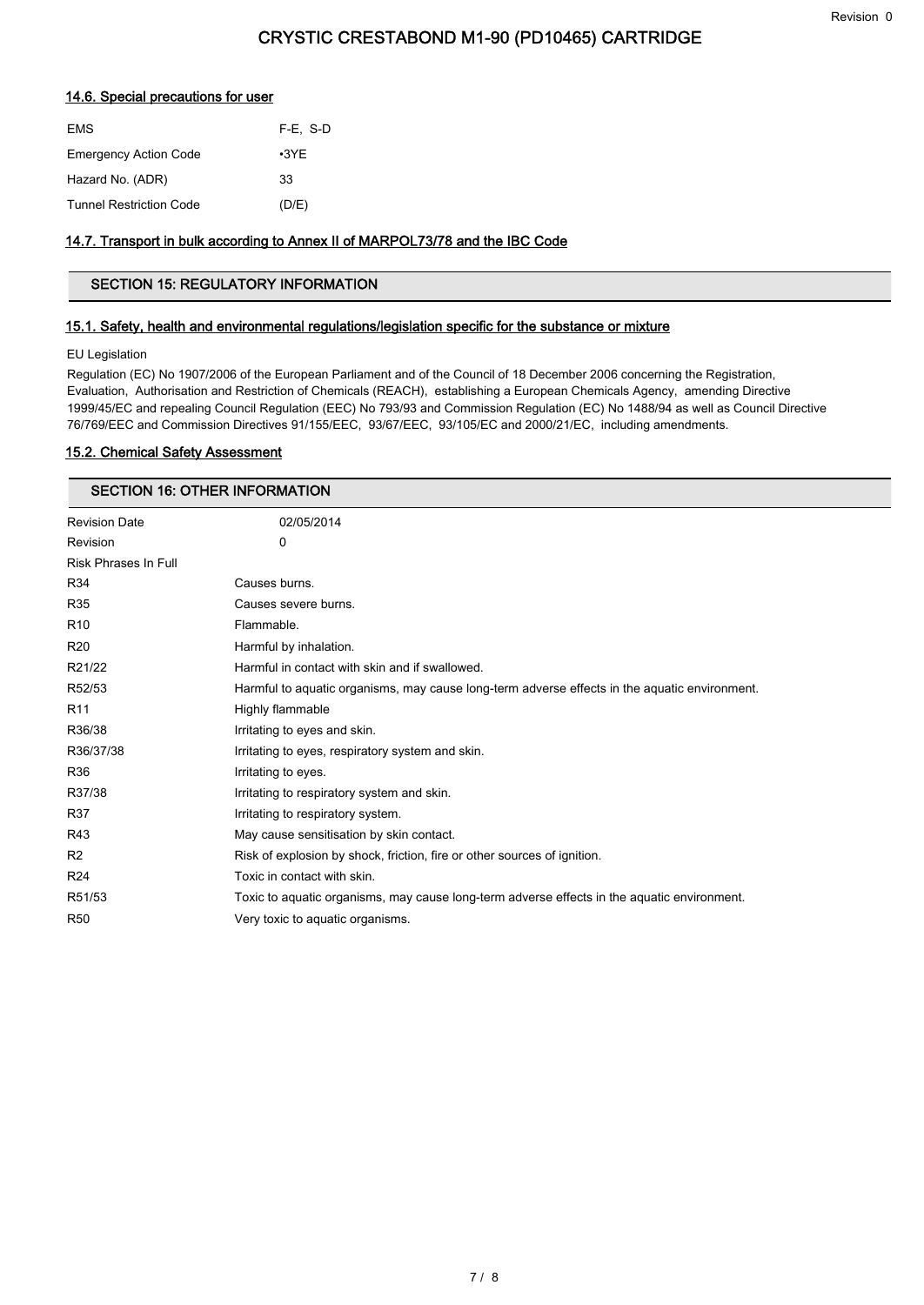### 14.6. Special precautions for user

| | |
|---|---|
| EMS | F-E, S-D |
| Emergency Action Code | •3YE |
| Hazard No. (ADR) | 33 |
| Tunnel Restriction Code | (D/E) |

### 14.7. Transport in bulk according to Annex II of MARPOL73/78 and the IBC Code

## SECTION 15: REGULATORY INFORMATION

### 15.1. Safety, health and environmental regulations/legislation specific for the substance or mixture

EU Legislation

Regulation (EC) No 1907/2006 of the European Parliament and of the Council of 18 December 2006 concerning the Registration, Evaluation, Authorisation and Restriction of Chemicals (REACH), establishing a European Chemicals Agency, amending Directive 1999/45/EC and repealing Council Regulation (EEC) No 793/93 and Commission Regulation (EC) No 1488/94 as well as Council Directive 76/769/EEC and Commission Directives 91/155/EEC, 93/67/EEC, 93/105/EC and 2000/21/EC, including amendments.

### 15.2. Chemical Safety Assessment

## SECTION 16: OTHER INFORMATION

| | |
|---|---|
| Revision Date | 02/05/2014 |
| Revision | 0 |

Risk Phrases In Full

| | |
|---|---|
| R34 | Causes burns. |
| R35 | Causes severe burns. |
| R10 | Flammable. |
| R20 | Harmful by inhalation. |
| R21/22 | Harmful in contact with skin and if swallowed. |
| R52/53 | Harmful to aquatic organisms, may cause long-term adverse effects in the aquatic environment. |
| R11 | Highly flammable |
| R36/38 | Irritating to eyes and skin. |
| R36/37/38 | Irritating to eyes, respiratory system and skin. |
| R36 | Irritating to eyes. |
| R37/38 | Irritating to respiratory system and skin. |
| R37 | Irritating to respiratory system. |
| R43 | May cause sensitisation by skin contact. |
| R2 | Risk of explosion by shock, friction, fire or other sources of ignition. |
| R24 | Toxic in contact with skin. |
| R51/53 | Toxic to aquatic organisms, may cause long-term adverse effects in the aquatic environment. |
| R50 | Very toxic to aquatic organisms. |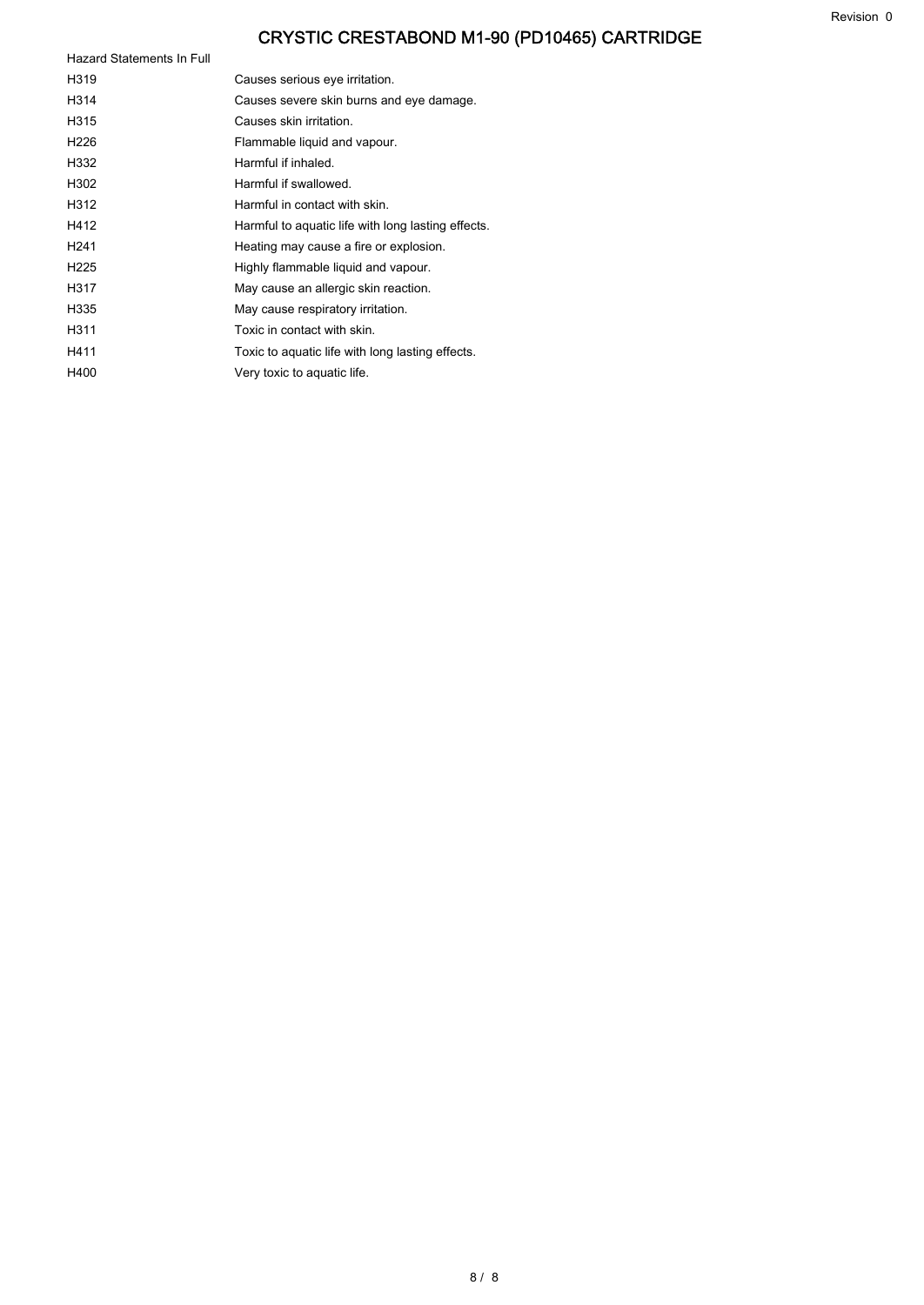Hazard Statements In Full

| | |
|---|---|
| H319 | Causes serious eye irritation. |
| H314 | Causes severe skin burns and eye damage. |
| H315 | Causes skin irritation. |
| H226 | Flammable liquid and vapour. |
| H332 | Harmful if inhaled. |
| H302 | Harmful if swallowed. |
| H312 | Harmful in contact with skin. |
| H412 | Harmful to aquatic life with long lasting effects. |
| H241 | Heating may cause a fire or explosion. |
| H225 | Highly flammable liquid and vapour. |
| H317 | May cause an allergic skin reaction. |
| H335 | May cause respiratory irritation. |
| H311 | Toxic in contact with skin. |
| H411 | Toxic to aquatic life with long lasting effects. |
| H400 | Very toxic to aquatic life. |